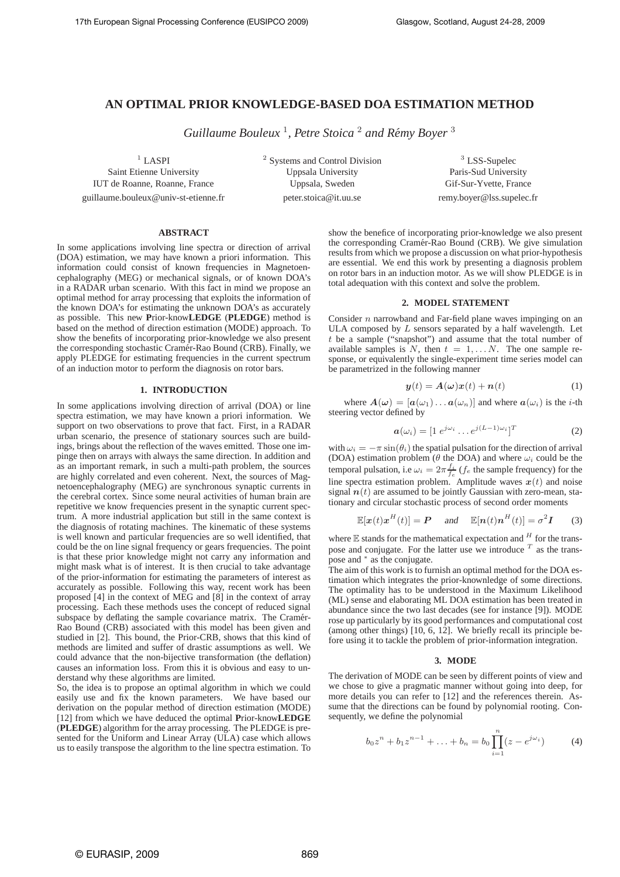# AN OPTIMAL PRIOR KNOWLEDGE-BASED DOA ESTIMATION METHOD

*Guillaume Bouleux* [1], *Petre Stoica* [2] *and Rémy Boyer* [3]

[1] LASPI
Saint Etienne University
IUT de Roanne, Roanne, France
guillaume.bouleux@univ-st-etienne.fr

[2] Systems and Control Division
Uppsala University
Uppsala, Sweden
peter.stoica@it.uu.se

[3] LSS-Supelec
Paris-Sud University
Gif-Sur-Yvette, France
remy.boyer@lss.supelec.fr

## ABSTRACT

In some applications involving line spectra or direction of arrival (DOA) estimation, we may have known a priori information. This information could consist of known frequencies in Magnetoencephalography (MEG) or mechanical signals, or of known DOA's in a RADAR urban scenario. With this fact in mind we propose an optimal method for array processing that exploits the information of the known DOA's for estimating the unknown DOA's as accurately as possible. This new **P**rior-know**LEDGE** (**PLEDGE**) method is based on the method of direction estimation (MODE) approach. To show the benefits of incorporating prior-knowledge we also present the corresponding stochastic Cramér-Rao Bound (CRB). Finally, we apply PLEDGE for estimating frequencies in the current spectrum of an induction motor to perform the diagnosis on rotor bars.

## 1. INTRODUCTION

In some applications involving direction of arrival (DOA) or line spectra estimation, we may have known a priori information. We support on two observations to prove that fact. First, in a RADAR urban scenario, the presence of stationary sources such are buildings, brings about the reflection of the waves emitted. Those one impinge then on arrays with always the same direction. In addition and as an important remark, in such a multi-path problem, the sources are highly correlated and even coherent. Next, the sources of Magnetoencephalography (MEG) are synchronous synaptic currents in the cerebral cortex. Since some neural activities of human brain are repetitive we know frequencies present in the synaptic current spectrum. A more industrial application but still in the same context is the diagnosis of rotating machines. The kinematic of these systems is well known and particular frequencies are so well identified, that could be the on line signal frequency or gears frequencies. The point is that these prior knowledge might not carry any information and might mask what is of interest. It is then crucial to take advantage of the prior-information for estimating the parameters of interest as accurately as possible. Following this way, recent work has been proposed [4] in the context of MEG and [8] in the context of array processing. Each these methods uses the concept of reduced signal subspace by deflating the sample covariance matrix. The Cramér-Rao Bound (CRB) associated with this model has been given and studied in [2]. This bound, the Prior-CRB, shows that this kind of methods are limited and suffer of drastic assumptions as well. We could advance that the non-bijective transformation (the deflation) causes an information loss. From this it is obvious and easy to understand why these algorithms are limited.

So, the idea is to propose an optimal algorithm in which we could easily use and fix the known parameters. We have based our derivation on the popular method of direction estimation (MODE) [12] from which we have deduced the optimal **P**rior-know**LEDGE** (**PLEDGE**) algorithm for the array processing. The PLEDGE is presented for the Uniform and Linear Array (ULA) case which allows us to easily transpose the algorithm to the line spectra estimation. To show the benefice of incorporating prior-knowledge we also present the corresponding Cramér-Rao Bound (CRB). We give simulation results from which we propose a discussion on what prior-hypothesis are essential. We end this work by presenting a diagnosis problem on rotor bars in an induction motor. As we will show PLEDGE is in total adequation with this context and solve the problem.

## 2. MODEL STATEMENT

Consider $n$ narrowband and Far-field plane waves impinging on an ULA composed by $L$ sensors separated by a half wavelength. Let $t$ be a sample ("snapshot") and assume that the total number of available samples is $N$, then $t = 1, \dots N$. The one sample response, or equivalently the single-experiment time series model can be parametrized in the following manner

$$\boldsymbol{y}(t) = \boldsymbol{A}(\boldsymbol{\omega})\boldsymbol{x}(t) + \boldsymbol{n}(t) \tag{1}$$

where $\boldsymbol{A}(\boldsymbol{\omega}) = [\boldsymbol{a}(\omega_1) \dots \boldsymbol{a}(\omega_n)]$ and where $\boldsymbol{a}(\omega_i)$ is the $i$-th steering vector defined by

$$\boldsymbol{a}(\omega_i) = [1 \; e^{j\omega_i} \dots e^{j(L-1)\omega_i}]^T \tag{2}$$

with $\omega_i = -\pi \sin(\theta_i)$ the spatial pulsation for the direction of arrival (DOA) estimation problem ($\theta$ the DOA) and where $\omega_i$ could be the temporal pulsation, i.e $\omega_i = 2\pi \frac{f_i}{f_e}$ ($f_e$ the sample frequency) for the line spectra estimation problem. Amplitude waves $\boldsymbol{x}(t)$ and noise signal $\boldsymbol{n}(t)$ are assumed to be jointly Gaussian with zero-mean, stationary and circular stochastic process of second order moments

$$\mathbb{E}[\boldsymbol{x}(t)\boldsymbol{x}^H(t)] = \boldsymbol{P} \quad \textit{and} \quad \mathbb{E}[\boldsymbol{n}(t)\boldsymbol{n}^H(t)] = \sigma^2\boldsymbol{I} \tag{3}$$

where $\mathbb{E}$ stands for the mathematical expectation and $^H$ for the transpose and conjugate. For the latter use we introduce $^T$ as the transpose and $^*$ as the conjugate.

The aim of this work is to furnish an optimal method for the DOA estimation which integrates the prior-knownledge of some directions. The optimality has to be understood in the Maximum Likelihood (ML) sense and elaborating ML DOA estimation has been treated in abundance since the two last decades (see for instance [9]). MODE rose up particularly by its good performances and computational cost (among other things) [10, 6, 12]. We briefly recall its principle before using it to tackle the problem of prior-information integration.

## 3. MODE

The derivation of MODE can be seen by different points of view and we chose to give a pragmatic manner without going into deep, for more details you can refer to [12] and the references therein. Assume that the directions can be found by polynomial rooting. Consequently, we define the polynomial

$$b_0 z^n + b_1 z^{n-1} + \dots + b_n = b_0 \prod_{i=1}^{n} (z - e^{j\omega_i}) \tag{4}$$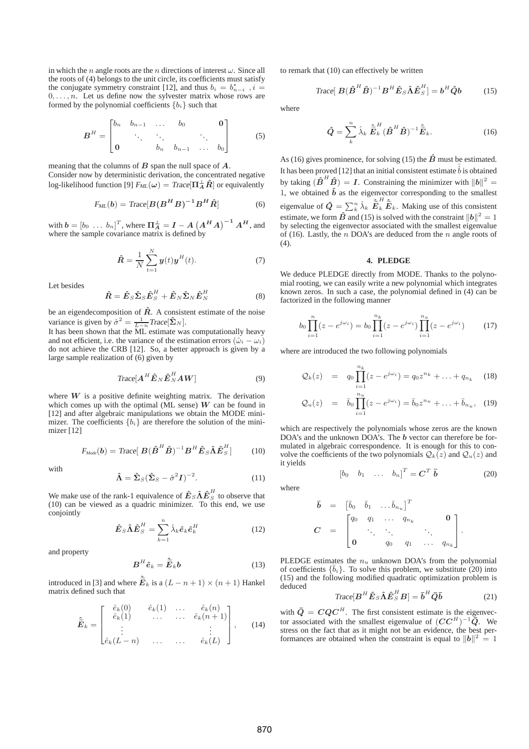in which the $n$ angle roots are the $n$ directions of interest $\omega$. Since all the roots of (4) belongs to the unit circle, its coefficients must satisfy the conjugate symmetry constraint [12], and thus $b_i = b^*_{n-i}$ , $i = 0, \ldots, n$. Let us define now the sylvester matrix whose rows are formed by the polynomial coefficients $\{b_i\}$ such that

$$\boldsymbol{B}^H = \begin{bmatrix} b_n & b_{n-1} & \ldots & b_0 & & \boldsymbol{0} \\ & \ddots & \ddots & & \ddots & \\ \boldsymbol{0} & & b_n & b_{n-1} & \ldots & b_0 \end{bmatrix} \tag{5}$$

meaning that the columns of $\boldsymbol{B}$ span the null space of $\boldsymbol{A}$.
Consider now by deterministic derivation, the concentrated negative log-likelihood function [9] $F_{ML}(\boldsymbol{\omega}) = Trace[\boldsymbol{\Pi}^{\perp}_{\boldsymbol{A}}\hat{\boldsymbol{R}}]$ or equivalently

$$F_{ML}(\boldsymbol{b}) = Trace[\boldsymbol{B}(\boldsymbol{B^H}\boldsymbol{B})^{-1}\boldsymbol{B^H}\hat{\boldsymbol{R}}] \tag{6}$$

with $\boldsymbol{b} = [b_0 \ \ldots \ b_n]^T$, where $\boldsymbol{\Pi}^{\perp}_{\boldsymbol{A}} = \boldsymbol{I} - \boldsymbol{A}\left(\boldsymbol{A^H}\boldsymbol{A}\right)^{-1}\boldsymbol{A^H}$, and where the sample covariance matrix is defined by

$$\hat{\boldsymbol{R}} = \frac{1}{N}\sum_{t=1}^{N}\boldsymbol{y}(t)\boldsymbol{y}^H(t). \tag{7}$$

Let besides

$$\hat{\boldsymbol{R}} = \hat{\boldsymbol{E}}_S\hat{\boldsymbol{\Sigma}}_S\hat{\boldsymbol{E}}_S^H + \hat{\boldsymbol{E}}_N\hat{\boldsymbol{\Sigma}}_N\hat{\boldsymbol{E}}_N^H \tag{8}$$

be an eigendecomposition of $\hat{\boldsymbol{R}}$. A consistent estimate of the noise variance is given by $\hat{\sigma}^2 = \frac{1}{L-n}Trace[\hat{\boldsymbol{\Sigma}}_N]$.
It has been shown that the ML estimate was computationally heavy and not efficient, i.e. the variance of the estimation errors $(\hat{\omega}_i - \omega_i)$ do not achieve the CRB [12]. So, a better approach is given by a large sample realization of (6) given by

$$Trace[\boldsymbol{A}^H\hat{\boldsymbol{E}}_N\hat{\boldsymbol{E}}_N^H\boldsymbol{A}\boldsymbol{W}] \tag{9}$$

where $\boldsymbol{W}$ is a positive definite weighting matrix. The derivation which comes up with the optimal (ML sense) $\boldsymbol{W}$ can be found in [12] and after algebraic manipulations we obtain the MODE minimizer. The coefficients $\{b_i\}$ are therefore the solution of the minimizer [12]

$$F_{Mode}(\boldsymbol{b}) = Trace[\ \boldsymbol{B}(\hat{\boldsymbol{B}}^H\hat{\boldsymbol{B}})^{-1}\boldsymbol{B}^H\hat{\boldsymbol{E}}_S\hat{\boldsymbol{\Lambda}}\hat{\boldsymbol{E}}_S^H] \tag{10}$$

with

$$\hat{\boldsymbol{\Lambda}} = \hat{\boldsymbol{\Sigma}}_S(\hat{\boldsymbol{\Sigma}}_S - \hat{\sigma}^2\boldsymbol{I})^{-2}. \tag{11}$$

We make use of the rank-1 equivalence of $\hat{\boldsymbol{E}}_S\hat{\boldsymbol{\Lambda}}\hat{\boldsymbol{E}}_S^H$ to observe that (10) can be viewed as a quadric minimizer. To this end, we use conjointly

$$\hat{\boldsymbol{E}}_S\hat{\boldsymbol{\Lambda}}\hat{\boldsymbol{E}}_S^H = \sum_{k=1}^{n}\hat{\lambda}_k\hat{\boldsymbol{e}}_k\hat{\boldsymbol{e}}_k^H \tag{12}$$

and property

$$\boldsymbol{B}^H\hat{\boldsymbol{e}}_k = \hat{\tilde{\boldsymbol{E}}}_k\boldsymbol{b} \tag{13}$$

introduced in [3] and where $\hat{\tilde{\boldsymbol{E}}}_k$ is a $(L-n+1)\times(n+1)$ Hankel matrix defined such that

$$\hat{\tilde{\boldsymbol{E}}}_k = \begin{bmatrix} \hat{e}_k(0) & \hat{e}_k(1) & \ldots & \hat{e}_k(n) \\ \hat{e}_k(1) & \ldots & \ldots & \hat{e}_k(n+1) \\ \vdots & & & \vdots \\ \hat{e}_k(L-n) & \ldots & \ldots & \hat{e}_k(L) \end{bmatrix}, \tag{14}$$

to remark that (10) can effectively be written

$$Trace[\ \boldsymbol{B}(\hat{\boldsymbol{B}}^H\hat{\boldsymbol{B}})^{-1}\boldsymbol{B}^H\hat{\boldsymbol{E}}_S\hat{\boldsymbol{\Lambda}}\hat{\boldsymbol{E}}_S^H] = \boldsymbol{b}^H\hat{\boldsymbol{Q}}\boldsymbol{b} \tag{15}$$

where

$$\hat{\boldsymbol{Q}} = \sum_{k}^{n}\hat{\lambda}_k\ \hat{\tilde{\boldsymbol{E}}}_k^H(\hat{\boldsymbol{B}}^H\hat{\boldsymbol{B}})^{-1}\hat{\tilde{\boldsymbol{E}}}_k. \tag{16}$$

As (16) gives prominence, for solving (15) the $\hat{\boldsymbol{B}}$ must be estimated. It has been proved [12] that an initial consistent estimate $\hat{\bar{b}}$ is obtained by taking $(\hat{\boldsymbol{B}}^H\hat{\boldsymbol{B}}) = \boldsymbol{I}$. Constraining the minimizer with $\|\boldsymbol{b}\|^2 = 1$, we obtained $\hat{\boldsymbol{b}}$ as the eigenvector corresponding to the smallest eigenvalue of $\hat{\boldsymbol{Q}} = \sum_k^n\hat{\lambda}_k\ \hat{\tilde{\boldsymbol{E}}}_k^H\hat{\tilde{\boldsymbol{E}}}_k$. Making use of this consistent estimate, we form $\hat{\boldsymbol{B}}$ and (15) is solved with the constraint $\|\boldsymbol{b}\|^2 = 1$ by selecting the eigenvector associated with the smallest eigenvalue of (16). Lastly, the $n$ DOA's are deduced from the $n$ angle roots of (4).

## 4. PLEDGE

We deduce PLEDGE directly from MODE. Thanks to the polynomial rooting, we can easily write a new polynomial which integrates known zeros. In such a case, the polynomial defined in (4) can be factorized in the following manner

$$b_0\prod_{i=1}^{n}(z - e^{j\omega_i}) = b_0\prod_{i=1}^{n_k}(z - e^{j\omega_i})\prod_{i=1}^{n_u}(z - e^{j\omega_i}) \tag{17}$$

where are introduced the two following polynomials

$$\mathcal{Q}_k(z) \ = \ q_0\prod_{i=1}^{n_k}(z - e^{j\omega_i}) = q_0 z^{n_k} + \ldots + q_{n_k} \tag{18}$$

$$\mathcal{Q}_u(z) \ = \ \bar{b}_0\prod_{i=1}^{n_u}(z - e^{j\omega_i}) = \bar{b}_0 z^{n_u} + \ldots + \bar{b}_{n_u}, \tag{19}$$

which are respectively the polynomials whose zeros are the known DOA's and the unknown DOA's. The $\boldsymbol{b}$ vector can therefore be formulated in algebraic correspondence. It is enough for this to convolve the coefficients of the two polynomials $\mathcal{Q}_k(z)$ and $\mathcal{Q}_u(z)$ and it yields

$$\begin{bmatrix} b_0 & b_1 & \ldots & b_n \end{bmatrix}^T = \boldsymbol{C}^T\ \bar{\boldsymbol{b}} \tag{20}$$

where

$$\begin{aligned} \bar{\boldsymbol{b}} \ &= \ \begin{bmatrix} \bar{b}_0 & \bar{b}_1 & \ldots \bar{b}_{n_u} \end{bmatrix}^T \\ \boldsymbol{C} \ &= \ \begin{bmatrix} q_0 & q_1 & \ldots & q_{n_k} & & \boldsymbol{0} \\ & \ddots & \ddots & & \ddots & \\ \boldsymbol{0} & & q_0 & q_1 & \ldots & q_{n_k} \end{bmatrix}. \end{aligned}$$

PLEDGE estimates the $n_u$ unknown DOA's from the polynomial of coefficients $\{\bar{b}_i\}$. To solve this problem, we substitute (20) into (15) and the following modified quadratic optimization problem is deduced

$$Trace[\boldsymbol{B}^H\hat{\boldsymbol{E}}_S\hat{\boldsymbol{\Lambda}}\hat{\boldsymbol{E}}_S^H\boldsymbol{B}] = \bar{\boldsymbol{b}}^H\bar{\boldsymbol{Q}}\bar{\boldsymbol{b}} \tag{21}$$

with $\bar{\boldsymbol{Q}} = \boldsymbol{C}\boldsymbol{Q}\boldsymbol{C}^H$. The first consistent estimate is the eigenvector associated with the smallest eigenvalue of $(\boldsymbol{C}\boldsymbol{C}^H)^{-1}\bar{\boldsymbol{Q}}$. We stress on the fact that as it might not be an evidence, the best performances are obtained when the constraint is equal to $\|\boldsymbol{b}\|^2 = 1$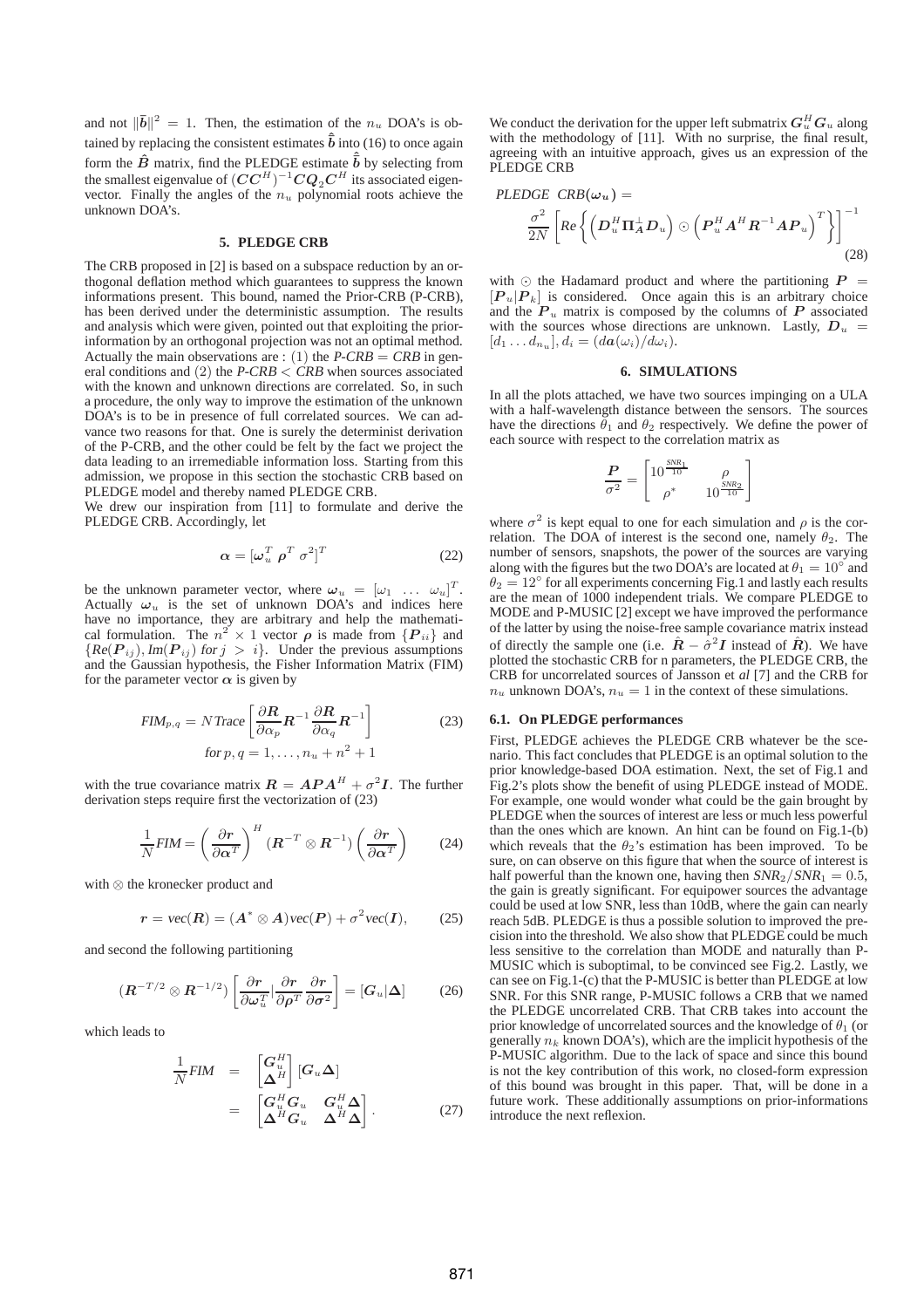and not $\|\bar{\boldsymbol{b}}\|^2 = 1$. Then, the estimation of the $n_u$ DOA's is obtained by replacing the consistent estimates $\hat{\bar{\boldsymbol{b}}}$ into (16) to once again form the $\hat{\boldsymbol{B}}$ matrix, find the PLEDGE estimate $\hat{\bar{\boldsymbol{b}}}$ by selecting from the smallest eigenvalue of $(\boldsymbol{C}\boldsymbol{C}^H)^{-1}\boldsymbol{C}\boldsymbol{Q}_2\boldsymbol{C}^H$ its associated eigenvector. Finally the angles of the $n_u$ polynomial roots achieve the unknown DOA's.

## 5. PLEDGE CRB

The CRB proposed in [2] is based on a subspace reduction by an orthogonal deflation method which guarantees to suppress the known informations present. This bound, named the Prior-CRB (P-CRB), has been derived under the deterministic assumption. The results and analysis which were given, pointed out that exploiting the prior-information by an orthogonal projection was not an optimal method. Actually the main observations are : (1) the *P-CRB* = *CRB* in general conditions and (2) the *P-CRB* < *CRB* when sources associated with the known and unknown directions are correlated. So, in such a procedure, the only way to improve the estimation of the unknown DOA's is to be in presence of full correlated sources. We can advance two reasons for that. One is surely the determinist derivation of the P-CRB, and the other could be felt by the fact we project the data leading to an irremediable information loss. Starting from this admission, we propose in this section the stochastic CRB based on PLEDGE model and thereby named PLEDGE CRB.

We drew our inspiration from [11] to formulate and derive the PLEDGE CRB. Accordingly, let

$$\boldsymbol{\alpha} = [\boldsymbol{\omega}_u^T \ \boldsymbol{\rho}^T \ \sigma^2]^T \tag{22}$$

be the unknown parameter vector, where $\boldsymbol{\omega}_u = [\omega_1 \ \ldots \ \omega_u]^T$. Actually $\boldsymbol{\omega}_u$ is the set of unknown DOA's and indices here have no importance, they are arbitrary and help the mathematical formulation. The $n^2 \times 1$ vector $\boldsymbol{\rho}$ is made from $\{\boldsymbol{P}_{ii}\}$ and $\{Re(\boldsymbol{P}_{ij}), Im(\boldsymbol{P}_{ij}) \ for \ j > i\}$. Under the previous assumptions and the Gaussian hypothesis, the Fisher Information Matrix (FIM) for the parameter vector $\boldsymbol{\alpha}$ is given by

$$FIM_{p,q} = N\,Trace\left[\frac{\partial \boldsymbol{R}}{\partial \alpha_p}\boldsymbol{R}^{-1}\frac{\partial \boldsymbol{R}}{\partial \alpha_q}\boldsymbol{R}^{-1}\right] \qquad for\ p,q = 1,\ldots,n_u+n^2+1 \tag{23}$$

with the true covariance matrix $\boldsymbol{R} = \boldsymbol{A}\boldsymbol{P}\boldsymbol{A}^H + \sigma^2\boldsymbol{I}$. The further derivation steps require first the vectorization of (23)

$$\frac{1}{N}FIM = \left(\frac{\partial \boldsymbol{r}}{\partial \boldsymbol{\alpha}^T}\right)^H (\boldsymbol{R}^{-T}\otimes\boldsymbol{R}^{-1})\left(\frac{\partial \boldsymbol{r}}{\partial \boldsymbol{\alpha}^T}\right) \tag{24}$$

with $\otimes$ the kronecker product and

$$\boldsymbol{r} = vec(\boldsymbol{R}) = (\boldsymbol{A}^*\otimes\boldsymbol{A})vec(\boldsymbol{P}) + \sigma^2 vec(\boldsymbol{I}), \tag{25}$$

and second the following partitioning

$$(\boldsymbol{R}^{-T/2}\otimes\boldsymbol{R}^{-1/2})\left[\frac{\partial \boldsymbol{r}}{\partial \boldsymbol{\omega}_u^T}\Big|\frac{\partial \boldsymbol{r}}{\partial \boldsymbol{\rho}^T}\frac{\partial \boldsymbol{r}}{\partial \boldsymbol{\sigma}^2}\right] = [\boldsymbol{G}_u|\boldsymbol{\Delta}] \tag{26}$$

which leads to

$$\frac{1}{N}FIM = \begin{bmatrix}\boldsymbol{G}_u^H\\ \boldsymbol{\Delta}^H\end{bmatrix}[\boldsymbol{G}_u\boldsymbol{\Delta}] = \begin{bmatrix}\boldsymbol{G}_u^H\boldsymbol{G}_u & \boldsymbol{G}_u^H\boldsymbol{\Delta}\\ \boldsymbol{\Delta}^H\boldsymbol{G}_u & \boldsymbol{\Delta}^H\boldsymbol{\Delta}\end{bmatrix}. \tag{27}$$

We conduct the derivation for the upper left submatrix $\boldsymbol{G}_u^H\boldsymbol{G}_u$ along with the methodology of [11]. With no surprise, the final result, agreeing with an intuitive approach, gives us an expression of the PLEDGE CRB

$$PLEDGE\ \ CRB(\boldsymbol{\omega_u}) = \frac{\sigma^2}{2N}\left[Re\left\{\left(\boldsymbol{D}_u^H\boldsymbol{\Pi}_{\boldsymbol{A}}^{\perp}\boldsymbol{D}_u\right)\odot\left(\boldsymbol{P}_u^H\boldsymbol{A}^H\boldsymbol{R}^{-1}\boldsymbol{A}\boldsymbol{P}_u\right)^T\right\}\right]^{-1} \tag{28}$$

with $\odot$ the Hadamard product and where the partitioning $\boldsymbol{P} = [\boldsymbol{P}_u|\boldsymbol{P}_k]$ is considered. Once again this is an arbitrary choice and the $\boldsymbol{P}_u$ matrix is composed by the columns of $\boldsymbol{P}$ associated with the sources whose directions are unknown. Lastly, $\boldsymbol{D}_u = [d_1 \ldots d_{n_u}], d_i = (d\boldsymbol{a}(\omega_i)/d\omega_i)$.

## 6. SIMULATIONS

In all the plots attached, we have two sources impinging on a ULA with a half-wavelength distance between the sensors. The sources have the directions $\theta_1$ and $\theta_2$ respectively. We define the power of each source with respect to the correlation matrix as

$$\frac{\boldsymbol{P}}{\sigma^2} = \begin{bmatrix}10^{\frac{SNR_1}{10}} & \rho\\ \rho^* & 10^{\frac{SNR_2}{10}}\end{bmatrix}$$

where $\sigma^2$ is kept equal to one for each simulation and $\rho$ is the correlation. The DOA of interest is the second one, namely $\theta_2$. The number of sensors, snapshots, the power of the sources are varying along with the figures but the two DOA's are located at $\theta_1 = 10^\circ$ and $\theta_2 = 12^\circ$ for all experiments concerning Fig.1 and lastly each results are the mean of 1000 independent trials. We compare PLEDGE to MODE and P-MUSIC [2] except we have improved the performance of the latter by using the noise-free sample covariance matrix instead of directly the sample one (i.e. $\hat{\boldsymbol{R}} - \hat{\sigma}^2\boldsymbol{I}$ instead of $\hat{\boldsymbol{R}}$). We have plotted the stochastic CRB for n parameters, the PLEDGE CRB, the CRB for uncorrelated sources of Jansson et *al* [7] and the CRB for $n_u$ unknown DOA's, $n_u = 1$ in the context of these simulations.

### 6.1. On PLEDGE performances

First, PLEDGE achieves the PLEDGE CRB whatever be the scenario. This fact concludes that PLEDGE is an optimal solution to the prior knowledge-based DOA estimation. Next, the set of Fig.1 and Fig.2's plots show the benefit of using PLEDGE instead of MODE. For example, one would wonder what could be the gain brought by PLEDGE when the sources of interest are less or much less powerful than the ones which are known. An hint can be found on Fig.1-(b) which reveals that the $\theta_2$'s estimation has been improved. To be sure, on can observe on this figure that when the source of interest is half powerful than the known one, having then $SNR_2/SNR_1 = 0.5$, the gain is greatly significant. For equipower sources the advantage could be used at low SNR, less than 10dB, where the gain can nearly reach 5dB. PLEDGE is thus a possible solution to improved the precision into the threshold. We also show that PLEDGE could be much less sensitive to the correlation than MODE and naturally than P-MUSIC which is suboptimal, to be convinced see Fig.2. Lastly, we can see on Fig.1-(c) that the P-MUSIC is better than PLEDGE at low SNR. For this SNR range, P-MUSIC follows a CRB that we named the PLEDGE uncorrelated CRB. That CRB takes into account the prior knowledge of uncorrelated sources and the knowledge of $\theta_1$ (or generally $n_k$ known DOA's), which are the implicit hypothesis of the P-MUSIC algorithm. Due to the lack of space and since this bound is not the key contribution of this work, no closed-form expression of this bound was brought in this paper. That, will be done in a future work. These additionally assumptions on prior-informations introduce the next reflexion.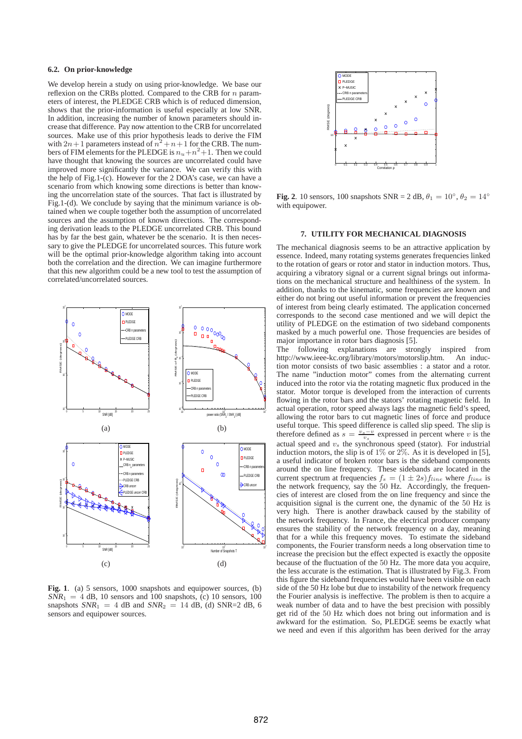### 6.2. On prior-knowledge

We develop herein a study on using prior-knowledge. We base our reflexion on the CRBs plotted. Compared to the CRB for $n$ parameters of interest, the PLEDGE CRB which is of reduced dimension, shows that the prior-information is useful especially at low SNR. In addition, increasing the number of known parameters should increase that difference. Pay now attention to the CRB for uncorrelated sources. Make use of this prior hypothesis leads to derive the FIM with $2n+1$ parameters instead of $n^2+n+1$ for the CRB. The numbers of FIM elements for the PLEDGE is $n_u+n^2+1$. Then we could have thought that knowing the sources are uncorrelated could have improved more significantly the variance. We can verify this with the help of Fig.1-(c). However for the 2 DOA's case, we can have a scenario from which knowing some directions is better than knowing the uncorrelation state of the sources. That fact is illustrated by Fig.1-(d). We conclude by saying that the minimum variance is obtained when we couple together both the assumption of uncorrelated sources and the assumption of known directions. The corresponding derivation leads to the PLEDGE uncorrelated CRB. This bound has by far the best gain, whatever be the scenario. It is then necessary to give the PLEDGE for uncorrelated sources. This future work will be the optimal prior-knowledge algorithm taking into account both the correlation and the direction. We can imagine furthermore that this new algorithm could be a new tool to test the assumption of correlated/uncorrelated sources.

**Fig. 1**. (a) 5 sensors, 1000 snapshots and equipower sources, (b) $SNR_1 = 4$ dB, 10 sensors and 100 snapshots, (c) 10 sensors, 100 snapshots $SNR_1 = 4$ dB and $SNR_2 = 14$ dB, (d) SNR=2 dB, 6 sensors and equipower sources.

**Fig. 2**. 10 sensors, 100 snapshots SNR = 2 dB, $\theta_1 = 10°$, $\theta_2 = 14°$ with equipower.

### 7. UTILITY FOR MECHANICAL DIAGNOSIS

The mechanical diagnosis seems to be an attractive application by essence. Indeed, many rotating systems generates frequencies linked to the rotation of gears or rotor and stator in induction motors. Thus, acquiring a vibratory signal or a current signal brings out informations on the mechanical structure and healthiness of the system. In addition, thanks to the kinematic, some frequencies are known and either do not bring out useful information or prevent the frequencies of interest from being clearly estimated. The application concerned corresponds to the second case mentioned and we will depict the utility of PLEDGE on the estimation of two sideband components masked by a much powerful one. Those frequencies are besides of major importance in rotor bars diagnosis [5].

The following explanations are strongly inspired from http://www.ieee-kc.org/library/motors/motorslip.htm. An induction motor consists of two basic assemblies : a stator and a rotor. The name "induction motor" comes from the alternating current induced into the rotor via the rotating magnetic flux produced in the stator. Motor torque is developed from the interaction of currents flowing in the rotor bars and the stators' rotating magnetic field. In actual operation, rotor speed always lags the magnetic field's speed, allowing the rotor bars to cut magnetic lines of force and produce useful torque. This speed difference is called slip speed. The slip is therefore defined as $s = \frac{v_s - v}{v_s}$ expressed in percent where $v$ is the actual speed and $v_s$ the synchronous speed (stator). For industrial induction motors, the slip is of $1\%$ or $2\%$. As it is developed in [5], a useful indicator of broken rotor bars is the sideband components around the on line frequency. These sidebands are located in the current spectrum at frequencies $f_s = (1 \pm 2s) f_{line}$ where $f_{line}$ is the network frequency, say the $50$ Hz. Accordingly, the frequencies of interest are closed from the on line frequency and since the acquisition signal is the current one, the dynamic of the $50$ Hz is very high. There is another drawback caused by the stability of the network frequency. In France, the electrical producer company ensures the stability of the network frequency on a day, meaning that for a while this frequency moves. To estimate the sideband components, the Fourier transform needs a long observation time to increase the precision but the effect expected is exactly the opposite because of the fluctuation of the $50$ Hz. The more data you acquire, the less accurate is the estimation. That is illustrated by Fig.3. From this figure the sideband frequencies would have been visible on each side of the $50$ Hz lobe but due to instability of the network frequency the Fourier analysis is ineffective. The problem is then to acquire a weak number of data and to have the best precision with possibly get rid of the $50$ Hz which does not bring out information and is awkward for the estimation. So, PLEDGE seems be exactly what we need and even if this algorithm has been derived for the array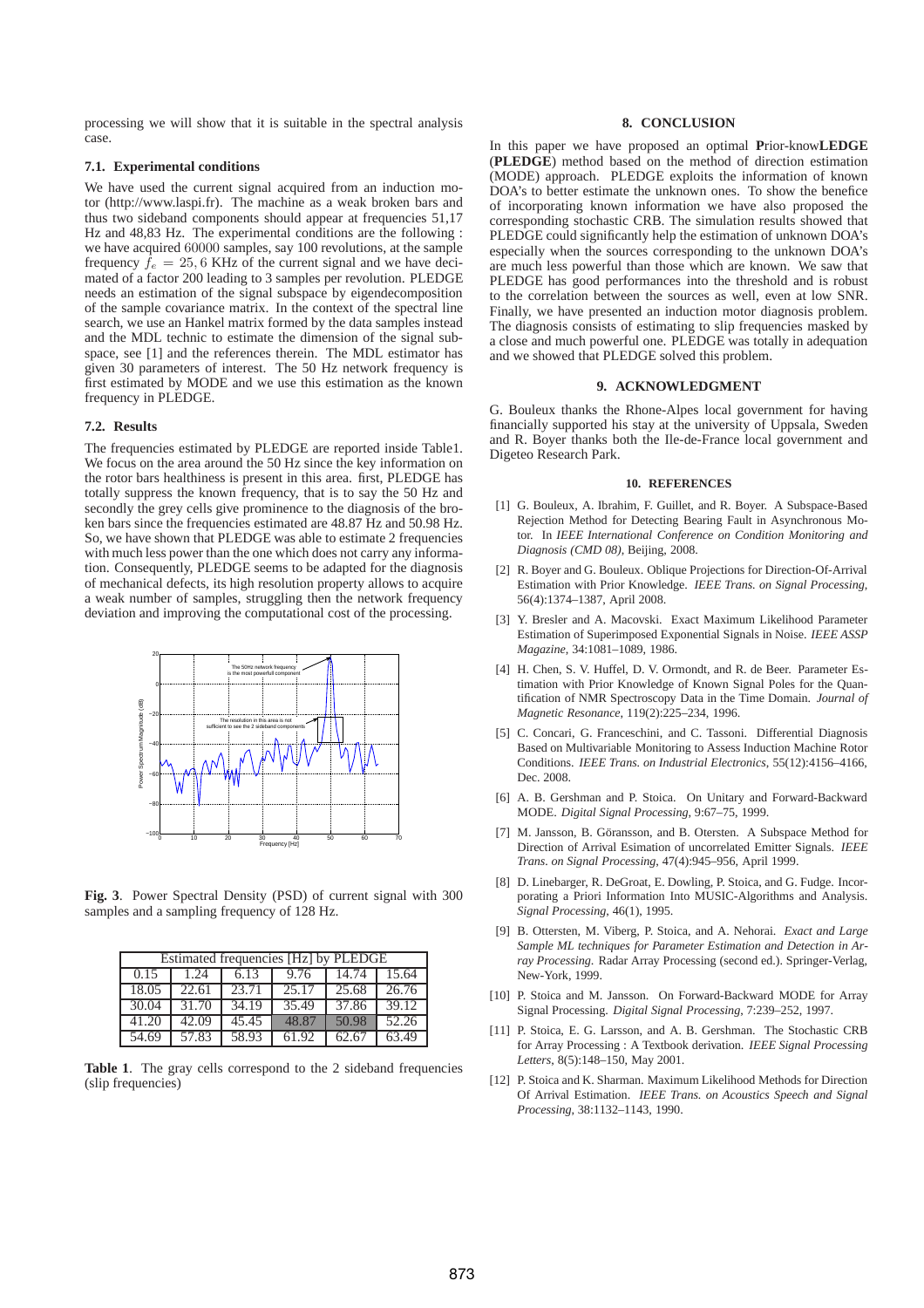processing we will show that it is suitable in the spectral analysis case.

### 7.1. Experimental conditions

We have used the current signal acquired from an induction motor (http://www.laspi.fr). The machine as a weak broken bars and thus two sideband components should appear at frequencies 51,17 Hz and 48,83 Hz. The experimental conditions are the following : we have acquired $60000$ samples, say 100 revolutions, at the sample frequency $f_e = 25,6$ KHz of the current signal and we have decimated of a factor 200 leading to 3 samples per revolution. PLEDGE needs an estimation of the signal subspace by eigendecomposition of the sample covariance matrix. In the context of the spectral line search, we use an Hankel matrix formed by the data samples instead and the MDL technic to estimate the dimension of the signal subspace, see [1] and the references therein. The MDL estimator has given 30 parameters of interest. The 50 Hz network frequency is first estimated by MODE and we use this estimation as the known frequency in PLEDGE.

### 7.2. Results

The frequencies estimated by PLEDGE are reported inside Table1. We focus on the area around the 50 Hz since the key information on the rotor bars healthiness is present in this area. first, PLEDGE has totally suppress the known frequency, that is to say the 50 Hz and secondly the grey cells give prominence to the diagnosis of the broken bars since the frequencies estimated are 48.87 Hz and 50.98 Hz. So, we have shown that PLEDGE was able to estimate 2 frequencies with much less power than the one which does not carry any information. Consequently, PLEDGE seems to be adapted for the diagnosis of mechanical defects, its high resolution property allows to acquire a weak number of samples, struggling then the network frequency deviation and improving the computational cost of the processing.

The 50Hz network frequency is the most powerfull component

The resolution in this area is not sufficient to see the 2 sideband components

Power Spectrum Magnitude (dB)

Frequency [Hz]

**Fig. 3**. Power Spectral Density (PSD) of current signal with 300 samples and a sampling frequency of 128 Hz.

| Estimated frequencies [Hz] by PLEDGE | | | | | |
|---|---|---|---|---|---|
| 0.15 | 1.24 | 6.13 | 9.76 | 14.74 | 15.64 |
| 18.05 | 22.61 | 23.71 | 25.17 | 25.68 | 26.76 |
| 30.04 | 31.70 | 34.19 | 35.49 | 37.86 | 39.12 |
| 41.20 | 42.09 | 45.45 | 48.87 | 50.98 | 52.26 |
| 54.69 | 57.83 | 58.93 | 61.92 | 62.67 | 63.49 |

**Table 1**. The gray cells correspond to the 2 sideband frequencies (slip frequencies)

## 8. CONCLUSION

In this paper we have proposed an optimal **P**rior-know**LEDGE** (**PLEDGE**) method based on the method of direction estimation (MODE) approach. PLEDGE exploits the information of known DOA's to better estimate the unknown ones. To show the benefice of incorporating known information we have also proposed the corresponding stochastic CRB. The simulation results showed that PLEDGE could significantly help the estimation of unknown DOA's especially when the sources corresponding to the unknown DOA's are much less powerful than those which are known. We saw that PLEDGE has good performances into the threshold and is robust to the correlation between the sources as well, even at low SNR. Finally, we have presented an induction motor diagnosis problem. The diagnosis consists of estimating to slip frequencies masked by a close and much powerful one. PLEDGE was totally in adequation and we showed that PLEDGE solved this problem.

## 9. ACKNOWLEDGMENT

G. Bouleux thanks the Rhone-Alpes local government for having financially supported his stay at the university of Uppsala, Sweden and R. Boyer thanks both the Ile-de-France local government and Digeteo Research Park.

## 10. REFERENCES

[1] G. Bouleux, A. Ibrahim, F. Guillet, and R. Boyer. A Subspace-Based Rejection Method for Detecting Bearing Fault in Asynchronous Motor. In *IEEE International Conference on Condition Monitoring and Diagnosis (CMD 08)*, Beijing, 2008.

[2] R. Boyer and G. Bouleux. Oblique Projections for Direction-Of-Arrival Estimation with Prior Knowledge. *IEEE Trans. on Signal Processing*, 56(4):1374–1387, April 2008.

[3] Y. Bresler and A. Macovski. Exact Maximum Likelihood Parameter Estimation of Superimposed Exponential Signals in Noise. *IEEE ASSP Magazine*, 34:1081–1089, 1986.

[4] H. Chen, S. V. Huffel, D. V. Ormondt, and R. de Beer. Parameter Estimation with Prior Knowledge of Known Signal Poles for the Quantification of NMR Spectroscopy Data in the Time Domain. *Journal of Magnetic Resonance*, 119(2):225–234, 1996.

[5] C. Concari, G. Franceschini, and C. Tassoni. Differential Diagnosis Based on Multivariable Monitoring to Assess Induction Machine Rotor Conditions. *IEEE Trans. on Industrial Electronics*, 55(12):4156–4166, Dec. 2008.

[6] A. B. Gershman and P. Stoica. On Unitary and Forward-Backward MODE. *Digital Signal Processing*, 9:67–75, 1999.

[7] M. Jansson, B. Göransson, and B. Ottersten. A Subspace Method for Direction of Arrival Esimation of uncorrelated Emitter Signals. *IEEE Trans. on Signal Processing*, 47(4):945–956, April 1999.

[8] D. Linebarger, R. DeGroat, E. Dowling, P. Stoica, and G. Fudge. Incorporating a Priori Information Into MUSIC-Algorithms and Analysis. *Signal Processing*, 46(1), 1995.

[9] B. Ottersten, M. Viberg, P. Stoica, and A. Nehorai. *Exact and Large Sample ML techniques for Parameter Estimation and Detection in Array Processing*. Radar Array Processing (second ed.). Springer-Verlag, New-York, 1999.

[10] P. Stoica and M. Jansson. On Forward-Backward MODE for Array Signal Processing. *Digital Signal Processing*, 7:239–252, 1997.

[11] P. Stoica, E. G. Larsson, and A. B. Gershman. The Stochastic CRB for Array Processing : A Textbook derivation. *IEEE Signal Processing Letters*, 8(5):148–150, May 2001.

[12] P. Stoica and K. Sharman. Maximum Likelihood Methods for Direction Of Arrival Estimation. *IEEE Trans. on Acoustics Speech and Signal Processing*, 38:1132–1143, 1990.